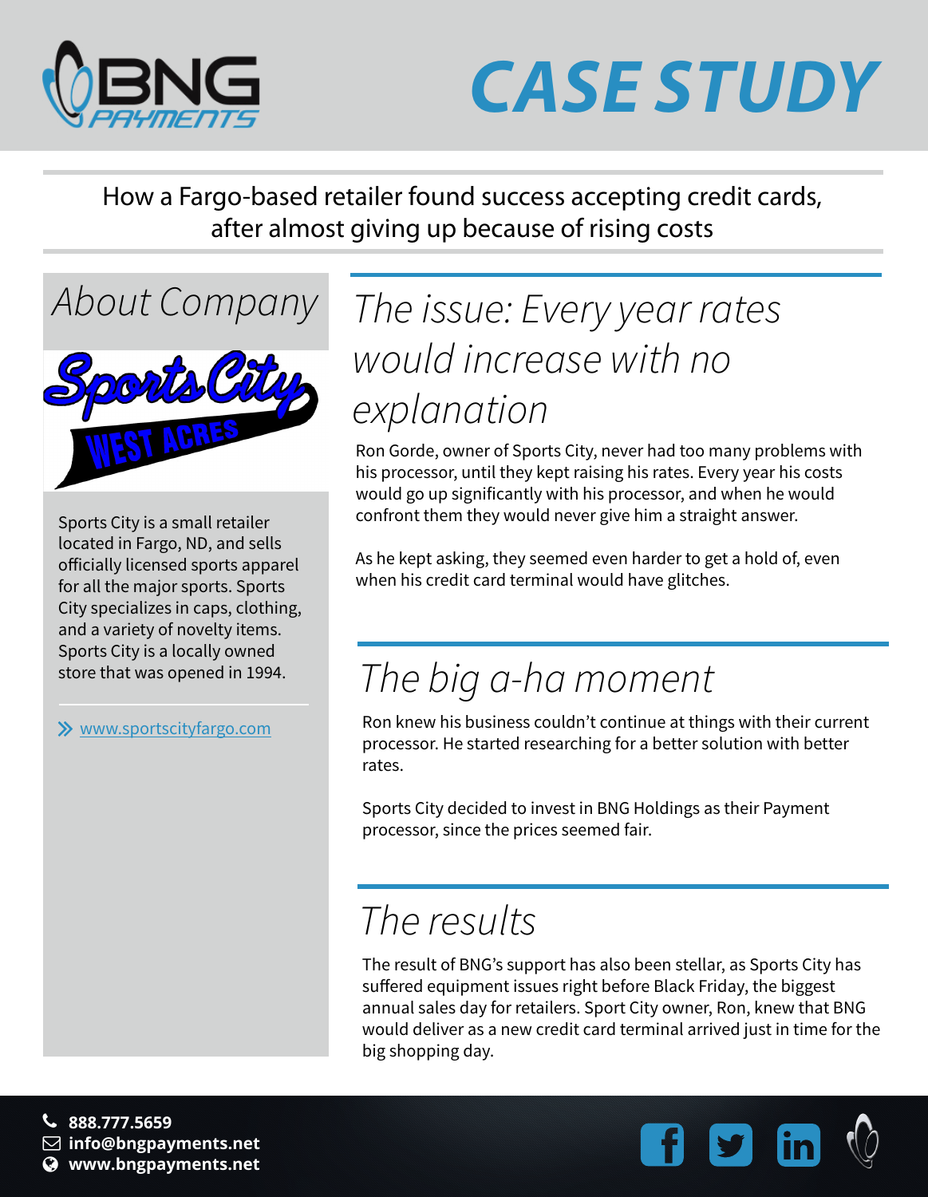# CASE STUDY

How a Fargo-based retailer found success accepting credit cards, after almost giving up because of rising costs

## About Company

Sports City is a small retailer located in Fargo, ND, and sells officially licensed sports apparel for all the major sports. Sports City specializes in caps, clothing, and a variety of novelty items. Sports City is a locally owned store that was opened in 1994.

» www.sportscityfargo.com

## The issue: Every year rates would increase with no explanation

Ron Gorde, owner of Sports City, never had too many problems with his processor, until they kept raising his rates. Every year his costs would go up significantly with his processor, and when he would confront them they would never give him a straight answer.

As he kept asking, they seemed even harder to get a hold of, even when his credit card terminal would have glitches.

## The big a-ha moment

Ron knew his business couldn't continue at things with their current processor. He started researching for a better solution with better rates.

Sports City decided to invest in BNG Holdings as their Payment processor, since the prices seemed fair.

## The results

The result of BNG's support has also been stellar, as Sports City has suffered equipment issues right before Black Friday, the biggest annual sales day for retailers. Sport City owner, Ron, knew that BNG would deliver as a new credit card terminal arrived just in time for the big shopping day.

888.777.5659
info@bngpayments.net
www.bngpayments.net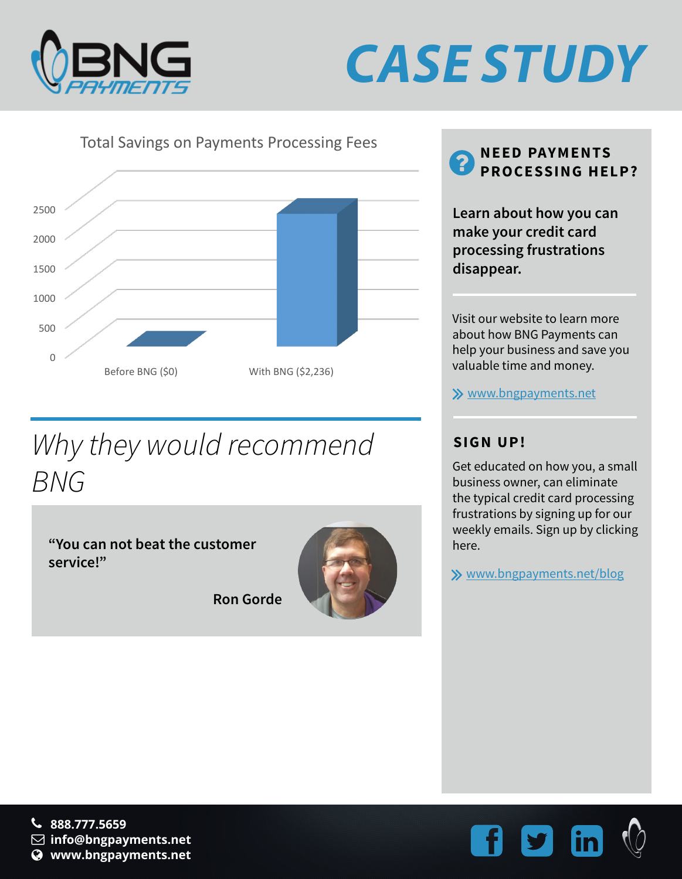# CASE STUDY

Total Savings on Payments Processing Fees

2500
2000
1500
1000
500
0

Before BNG ($0)
With BNG ($2,236)

## *Why they would recommend BNG*

**"You can not beat the customer service!"**

**Ron Gorde**

### NEED PAYMENTS PROCESSING HELP?

**Learn about how you can make your credit card processing frustrations disappear.**

Visit our website to learn more about how BNG Payments can help your business and save you valuable time and money.

» www.bngpayments.net

### SIGN UP!

Get educated on how you, a small business owner, can eliminate the typical credit card processing frustrations by signing up for our weekly emails. Sign up by clicking here.

» www.bngpayments.net/blog

**888.777.5659**
**info@bngpayments.net**
**www.bngpayments.net**